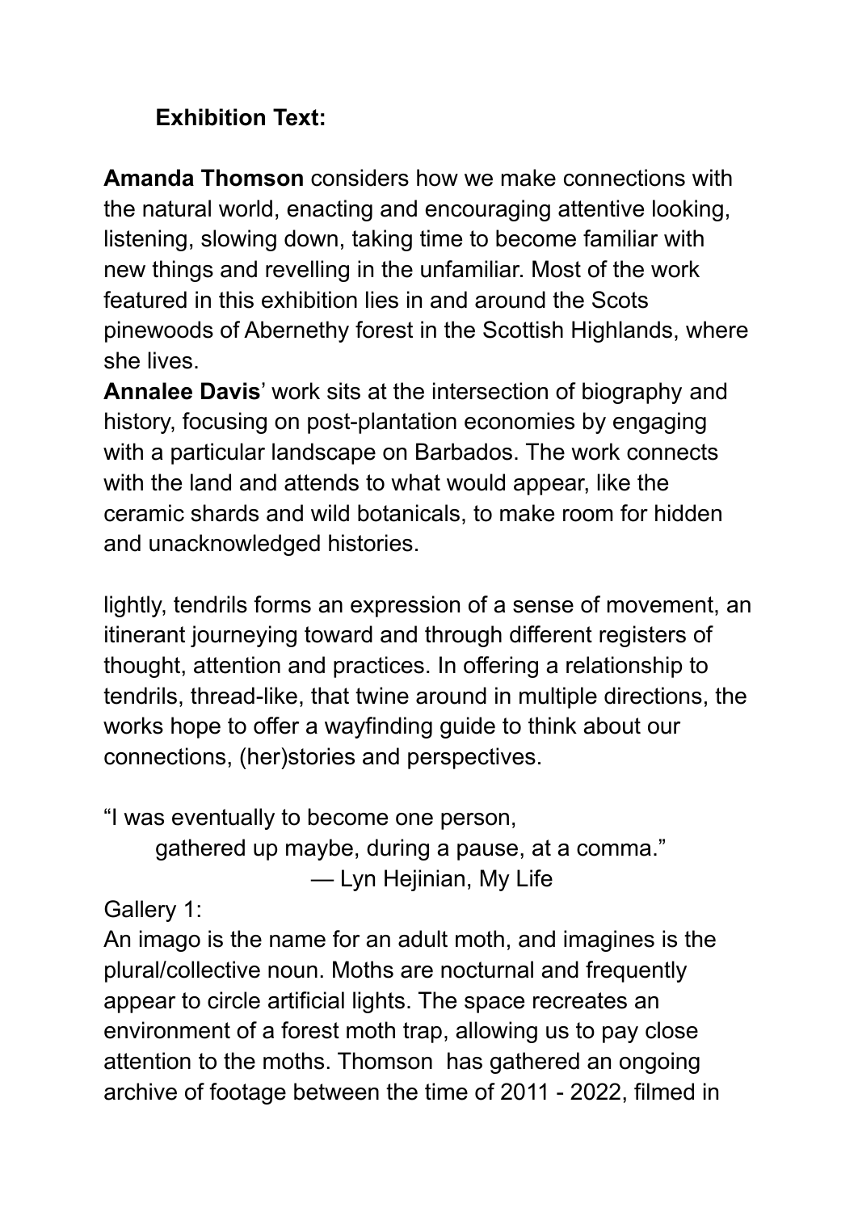**Exhibition Text:**

**Amanda Thomson** considers how we make connections with the natural world, enacting and encouraging attentive looking, listening, slowing down, taking time to become familiar with new things and revelling in the unfamiliar. Most of the work featured in this exhibition lies in and around the Scots pinewoods of Abernethy forest in the Scottish Highlands, where she lives.

**Annalee Davis**' work sits at the intersection of biography and history, focusing on post-plantation economies by engaging with a particular landscape on Barbados. The work connects with the land and attends to what would appear, like the ceramic shards and wild botanicals, to make room for hidden and unacknowledged histories.

lightly, tendrils forms an expression of a sense of movement, an itinerant journeying toward and through different registers of thought, attention and practices. In offering a relationship to tendrils, thread-like, that twine around in multiple directions, the works hope to offer a wayfinding guide to think about our connections, (her)stories and perspectives.

"I was eventually to become one person,
gathered up maybe, during a pause, at a comma."
— Lyn Hejinian, My Life

Gallery 1:

An imago is the name for an adult moth, and imagines is the plural/collective noun. Moths are nocturnal and frequently appear to circle artificial lights. The space recreates an environment of a forest moth trap, allowing us to pay close attention to the moths. Thomson has gathered an ongoing archive of footage between the time of 2011 - 2022, filmed in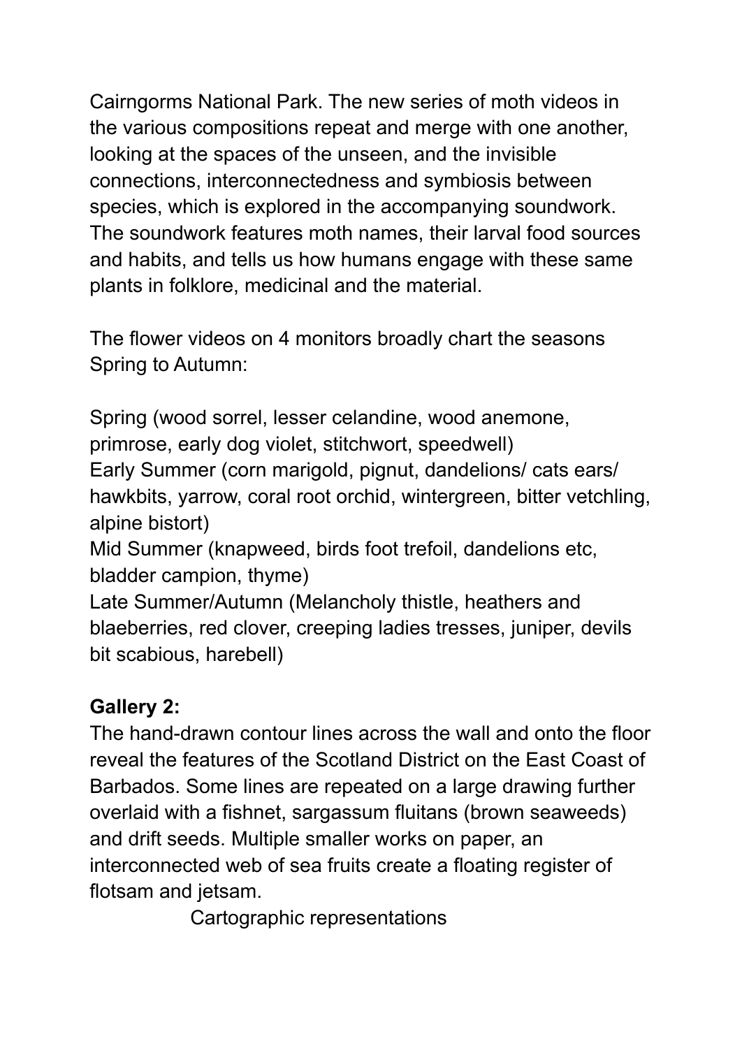Cairngorms National Park. The new series of moth videos in the various compositions repeat and merge with one another, looking at the spaces of the unseen, and the invisible connections, interconnectedness and symbiosis between species, which is explored in the accompanying soundwork. The soundwork features moth names, their larval food sources and habits, and tells us how humans engage with these same plants in folklore, medicinal and the material.

The flower videos on 4 monitors broadly chart the seasons Spring to Autumn:

Spring (wood sorrel, lesser celandine, wood anemone, primrose, early dog violet, stitchwort, speedwell)
Early Summer (corn marigold, pignut, dandelions/ cats ears/ hawkbits, yarrow, coral root orchid, wintergreen, bitter vetchling, alpine bistort)
Mid Summer (knapweed, birds foot trefoil, dandelions etc, bladder campion, thyme)
Late Summer/Autumn (Melancholy thistle, heathers and blaeberries, red clover, creeping ladies tresses, juniper, devils bit scabious, harebell)

**Gallery 2:**
The hand-drawn contour lines across the wall and onto the floor reveal the features of the Scotland District on the East Coast of Barbados. Some lines are repeated on a large drawing further overlaid with a fishnet, sargassum fluitans (brown seaweeds) and drift seeds. Multiple smaller works on paper, an interconnected web of sea fruits create a floating register of flotsam and jetsam.

Cartographic representations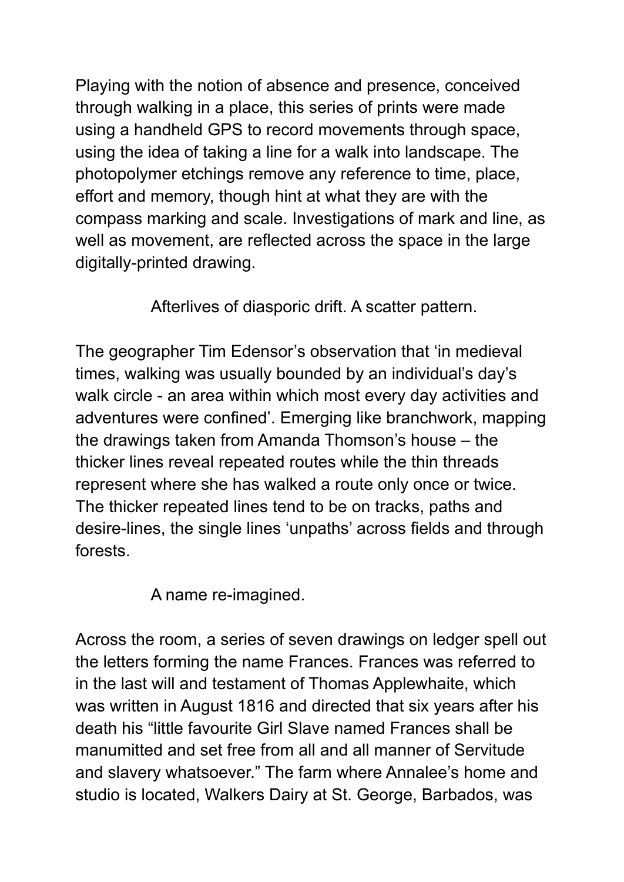Playing with the notion of absence and presence, conceived through walking in a place, this series of prints were made using a handheld GPS to record movements through space, using the idea of taking a line for a walk into landscape. The photopolymer etchings remove any reference to time, place, effort and memory, though hint at what they are with the compass marking and scale. Investigations of mark and line, as well as movement, are reflected across the space in the large digitally-printed drawing.

Afterlives of diasporic drift. A scatter pattern.

The geographer Tim Edensor's observation that 'in medieval times, walking was usually bounded by an individual's day's walk circle - an area within which most every day activities and adventures were confined'. Emerging like branchwork, mapping the drawings taken from Amanda Thomson's house – the thicker lines reveal repeated routes while the thin threads represent where she has walked a route only once or twice. The thicker repeated lines tend to be on tracks, paths and desire-lines, the single lines 'unpaths' across fields and through forests.

A name re-imagined.

Across the room, a series of seven drawings on ledger spell out the letters forming the name Frances. Frances was referred to in the last will and testament of Thomas Applewhaite, which was written in August 1816 and directed that six years after his death his "little favourite Girl Slave named Frances shall be manumitted and set free from all and all manner of Servitude and slavery whatsoever." The farm where Annalee's home and studio is located, Walkers Dairy at St. George, Barbados, was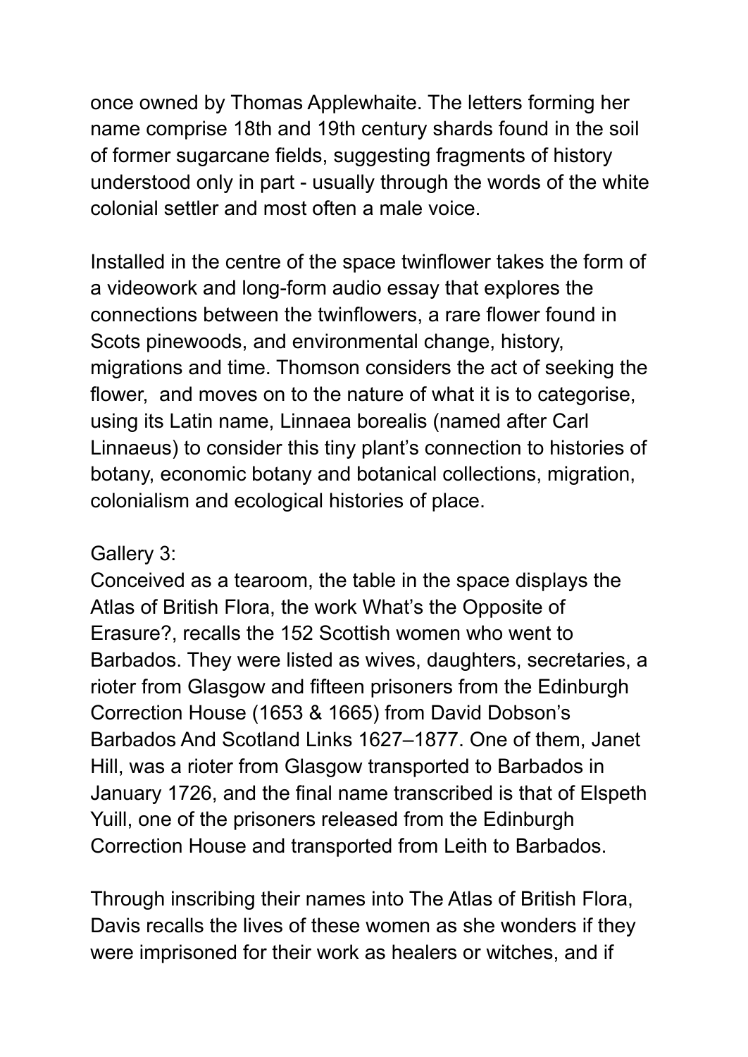once owned by Thomas Applewhaite. The letters forming her name comprise 18th and 19th century shards found in the soil of former sugarcane fields, suggesting fragments of history understood only in part - usually through the words of the white colonial settler and most often a male voice.

Installed in the centre of the space twinflower takes the form of a videowork and long-form audio essay that explores the connections between the twinflowers, a rare flower found in Scots pinewoods, and environmental change, history, migrations and time. Thomson considers the act of seeking the flower, and moves on to the nature of what it is to categorise, using its Latin name, Linnaea borealis (named after Carl Linnaeus) to consider this tiny plant's connection to histories of botany, economic botany and botanical collections, migration, colonialism and ecological histories of place.

Gallery 3:

Conceived as a tearoom, the table in the space displays the Atlas of British Flora, the work What's the Opposite of Erasure?, recalls the 152 Scottish women who went to Barbados. They were listed as wives, daughters, secretaries, a rioter from Glasgow and fifteen prisoners from the Edinburgh Correction House (1653 & 1665) from David Dobson's Barbados And Scotland Links 1627–1877. One of them, Janet Hill, was a rioter from Glasgow transported to Barbados in January 1726, and the final name transcribed is that of Elspeth Yuill, one of the prisoners released from the Edinburgh Correction House and transported from Leith to Barbados.

Through inscribing their names into The Atlas of British Flora, Davis recalls the lives of these women as she wonders if they were imprisoned for their work as healers or witches, and if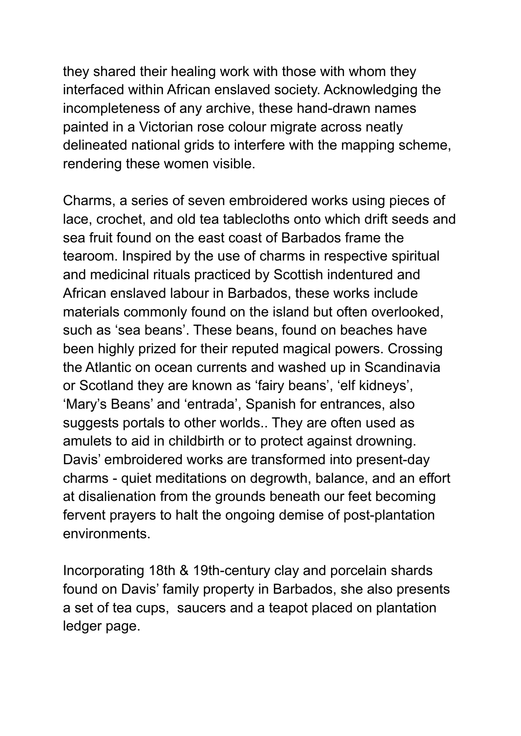they shared their healing work with those with whom they interfaced within African enslaved society. Acknowledging the incompleteness of any archive, these hand-drawn names painted in a Victorian rose colour migrate across neatly delineated national grids to interfere with the mapping scheme, rendering these women visible.

Charms, a series of seven embroidered works using pieces of lace, crochet, and old tea tablecloths onto which drift seeds and sea fruit found on the east coast of Barbados frame the tearoom. Inspired by the use of charms in respective spiritual and medicinal rituals practiced by Scottish indentured and African enslaved labour in Barbados, these works include materials commonly found on the island but often overlooked, such as 'sea beans'. These beans, found on beaches have been highly prized for their reputed magical powers. Crossing the Atlantic on ocean currents and washed up in Scandinavia or Scotland they are known as 'fairy beans', 'elf kidneys', 'Mary's Beans' and 'entrada', Spanish for entrances, also suggests portals to other worlds.. They are often used as amulets to aid in childbirth or to protect against drowning. Davis' embroidered works are transformed into present-day charms - quiet meditations on degrowth, balance, and an effort at disalienation from the grounds beneath our feet becoming fervent prayers to halt the ongoing demise of post-plantation environments.

Incorporating 18th & 19th-century clay and porcelain shards found on Davis' family property in Barbados, she also presents a set of tea cups,  saucers and a teapot placed on plantation ledger page.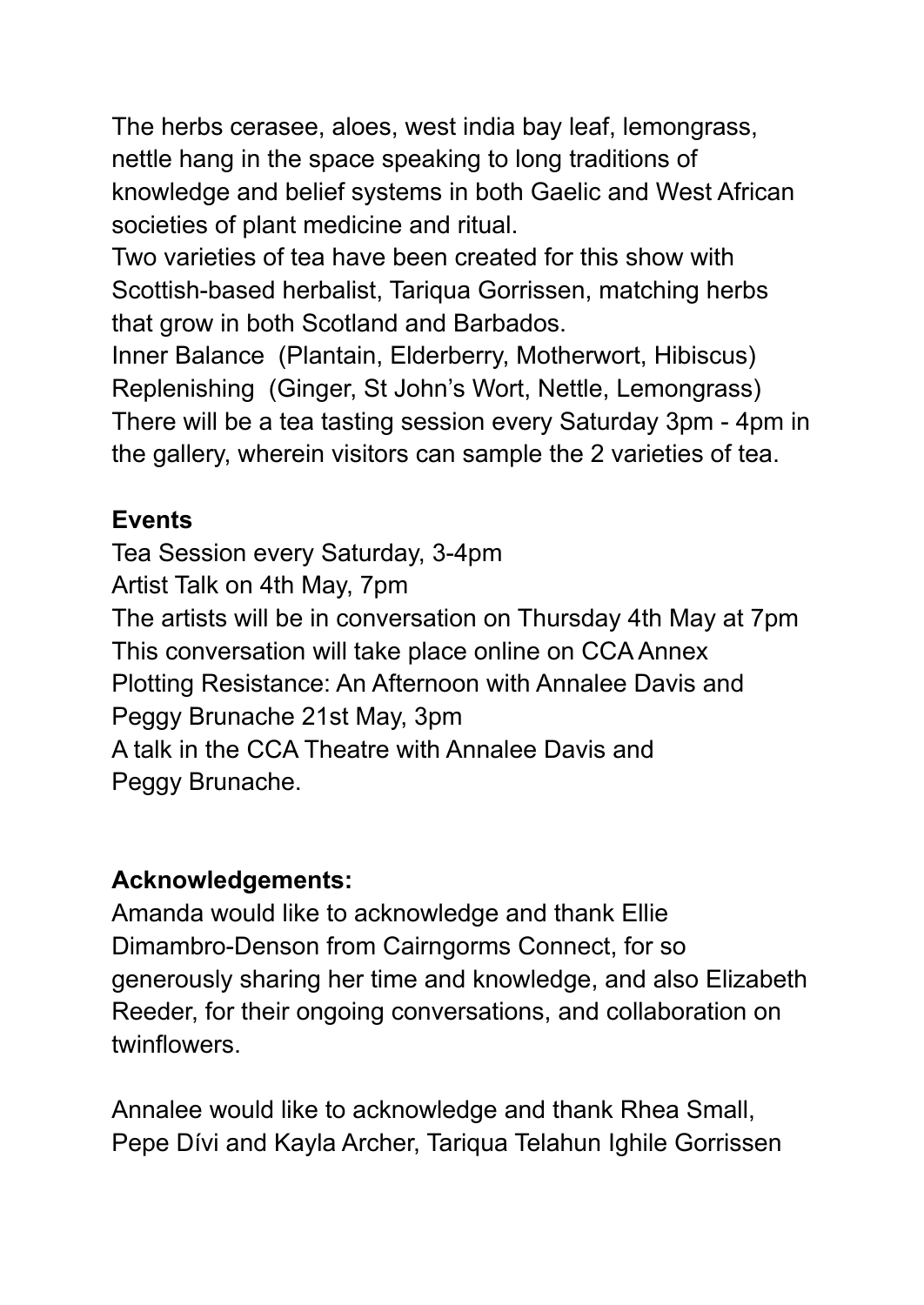The herbs cerasee, aloes, west india bay leaf, lemongrass, nettle hang in the space speaking to long traditions of knowledge and belief systems in both Gaelic and West African societies of plant medicine and ritual.

Two varieties of tea have been created for this show with Scottish-based herbalist, Tariqua Gorrissen, matching herbs that grow in both Scotland and Barbados.

Inner Balance (Plantain, Elderberry, Motherwort, Hibiscus)
Replenishing (Ginger, St John's Wort, Nettle, Lemongrass)
There will be a tea tasting session every Saturday 3pm - 4pm in the gallery, wherein visitors can sample the 2 varieties of tea.

**Events**

Tea Session every Saturday, 3-4pm
Artist Talk on 4th May, 7pm
The artists will be in conversation on Thursday 4th May at 7pm
This conversation will take place online on CCA Annex
Plotting Resistance: An Afternoon with Annalee Davis and Peggy Brunache 21st May, 3pm
A talk in the CCA Theatre with Annalee Davis and Peggy Brunache.

**Acknowledgements:**

Amanda would like to acknowledge and thank Ellie Dimambro-Denson from Cairngorms Connect, for so generously sharing her time and knowledge, and also Elizabeth Reeder, for their ongoing conversations, and collaboration on twinflowers.

Annalee would like to acknowledge and thank Rhea Small, Pepe Dívi and Kayla Archer, Tariqua Telahun Ighile Gorrissen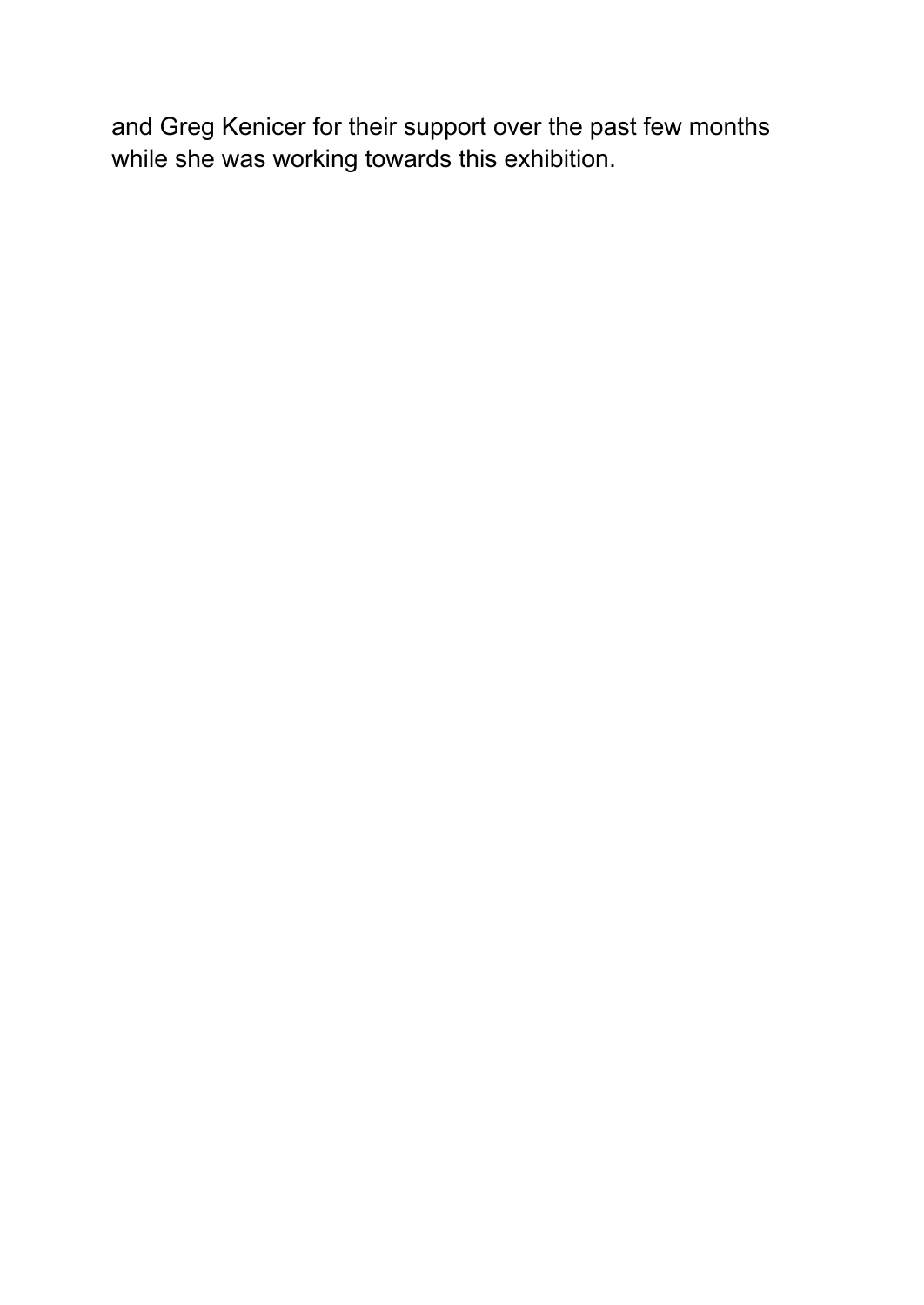and Greg Kenicer for their support over the past few months while she was working towards this exhibition.